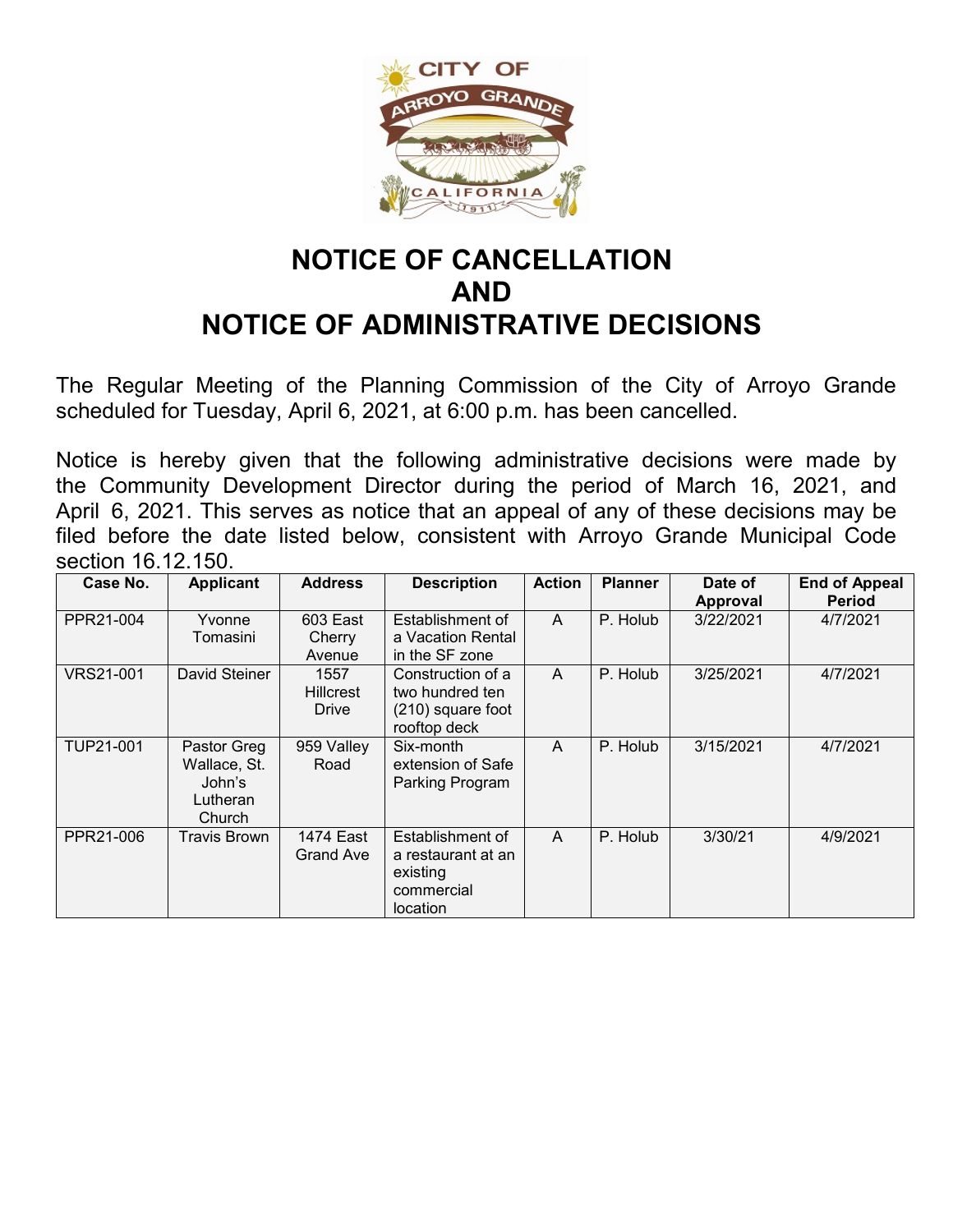# NOTICE OF CANCELLATION AND NOTICE OF ADMINISTRATIVE DECISIONS

The Regular Meeting of the Planning Commission of the City of Arroyo Grande scheduled for Tuesday, April 6, 2021, at 6:00 p.m. has been cancelled.

Notice is hereby given that the following administrative decisions were made by the Community Development Director during the period of March 16, 2021, and April 6, 2021. This serves as notice that an appeal of any of these decisions may be filed before the date listed below, consistent with Arroyo Grande Municipal Code section 16.12.150.

| Case No. | Applicant | Address | Description | Action | Planner | Date of Approval | End of Appeal Period |
|---|---|---|---|---|---|---|---|
| PPR21-004 | Yvonne Tomasini | 603 East Cherry Avenue | Establishment of a Vacation Rental in the SF zone | A | P. Holub | 3/22/2021 | 4/7/2021 |
| VRS21-001 | David Steiner | 1557 Hillcrest Drive | Construction of a two hundred ten (210) square foot rooftop deck | A | P. Holub | 3/25/2021 | 4/7/2021 |
| TUP21-001 | Pastor Greg Wallace, St. John's Lutheran Church | 959 Valley Road | Six-month extension of Safe Parking Program | A | P. Holub | 3/15/2021 | 4/7/2021 |
| PPR21-006 | Travis Brown | 1474 East Grand Ave | Establishment of a restaurant at an existing commercial location | A | P. Holub | 3/30/21 | 4/9/2021 |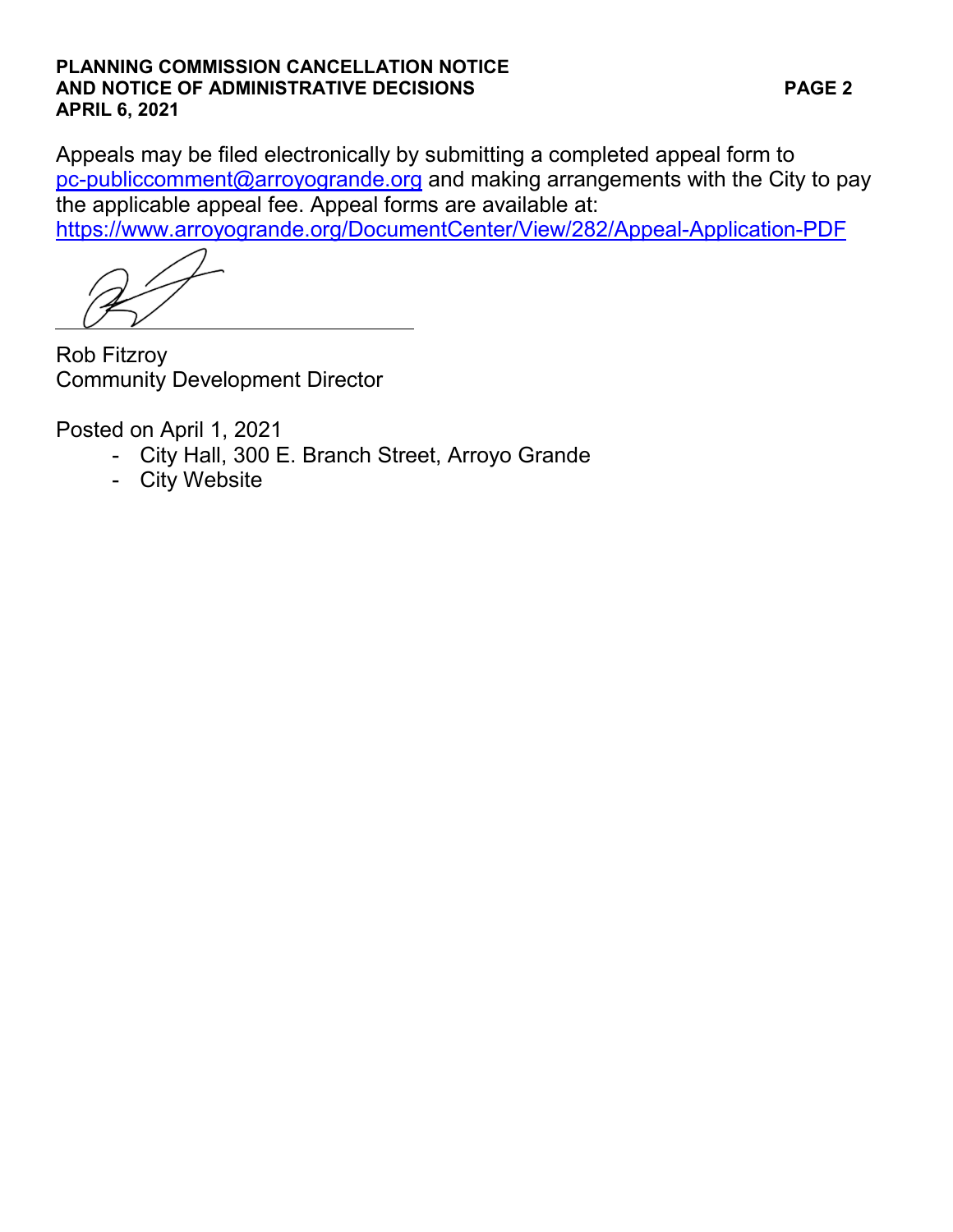Appeals may be filed electronically by submitting a completed appeal form to pc-publiccomment@arroyogrande.org and making arrangements with the City to pay the applicable appeal fee. Appeal forms are available at: https://www.arroyogrande.org/DocumentCenter/View/282/Appeal-Application-PDF

Rob Fitzroy
Community Development Director

Posted on April 1, 2021

- City Hall, 300 E. Branch Street, Arroyo Grande
- City Website